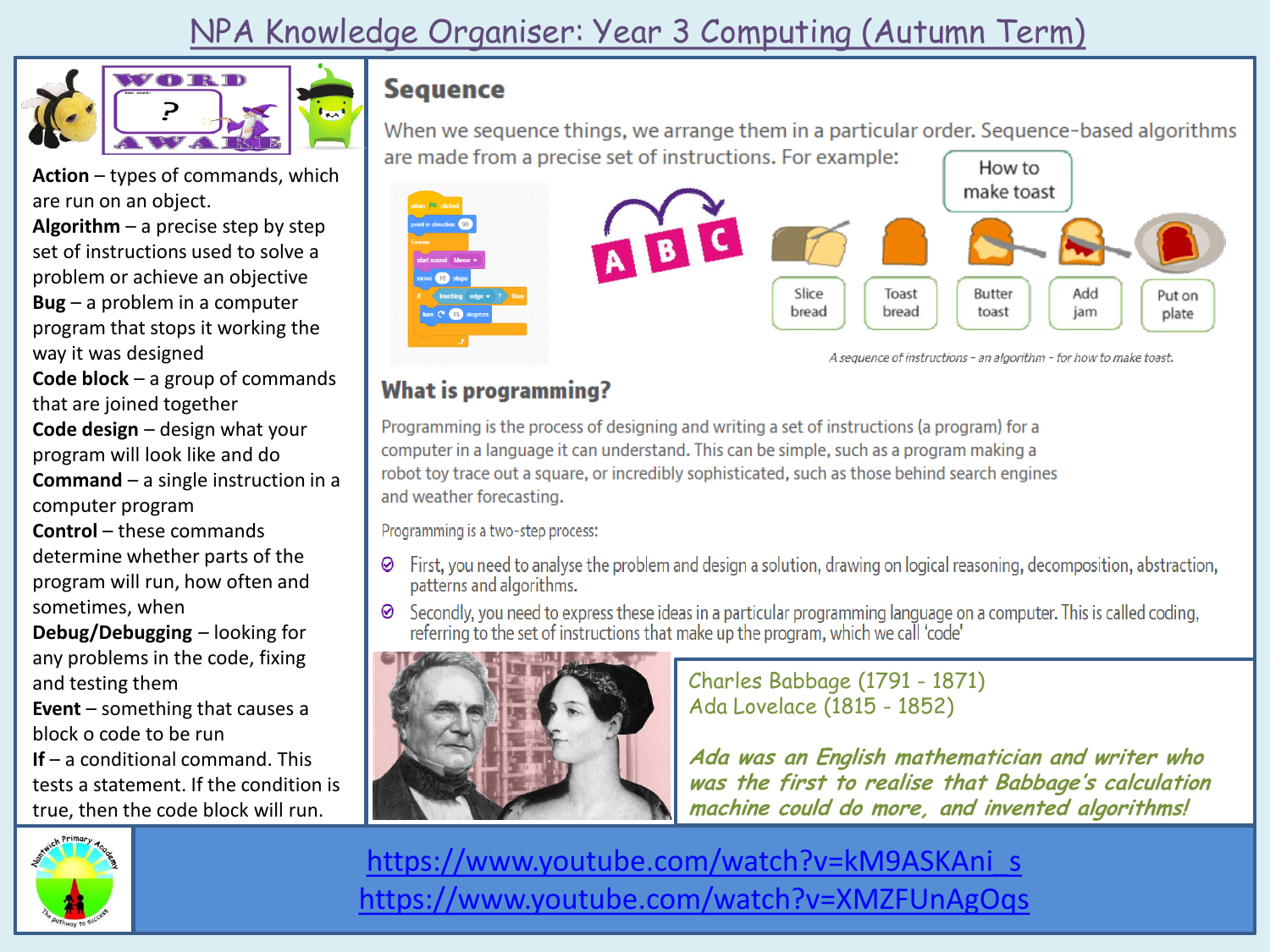# NPA Knowledge Organiser: Year 3 Computing (Autumn Term)

WORD AWARE

**Action** – types of commands, which are run on an object.
**Algorithm** – a precise step by step set of instructions used to solve a problem or achieve an objective
**Bug** – a problem in a computer program that stops it working the way it was designed
**Code block** – a group of commands that are joined together
**Code design** – design what your program will look like and do
**Command** – a single instruction in a computer program
**Control** – these commands determine whether parts of the program will run, how often and sometimes, when
**Debug/Debugging** – looking for any problems in the code, fixing and testing them
**Event** – something that causes a block o code to be run
**If** – a conditional command. This tests a statement. If the condition is true, then the code block will run.

## Sequence

When we sequence things, we arrange them in a particular order. Sequence-based algorithms are made from a precise set of instructions. For example:

How to make toast

Slice bread → Toast bread → Butter toast → Add jam → Put on plate

*A sequence of instructions – an algorithm – for how to make toast.*

## What is programming?

Programming is the process of designing and writing a set of instructions (a program) for a computer in a language it can understand. This can be simple, such as a program making a robot toy trace out a square, or incredibly sophisticated, such as those behind search engines and weather forecasting.

Programming is a two-step process:

- First, you need to analyse the problem and design a solution, drawing on logical reasoning, decomposition, abstraction, patterns and algorithms.
- Secondly, you need to express these ideas in a particular programming language on a computer. This is called coding, referring to the set of instructions that make up the program, which we call 'code'

Charles Babbage (1791 - 1871)
Ada Lovelace (1815 - 1852)

*Ada was an English mathematician and writer who was the first to realise that Babbage's calculation machine could do more, and invented algorithms!*

https://www.youtube.com/watch?v=kM9ASKAni_s
https://www.youtube.com/watch?v=XMZFUnAgOqs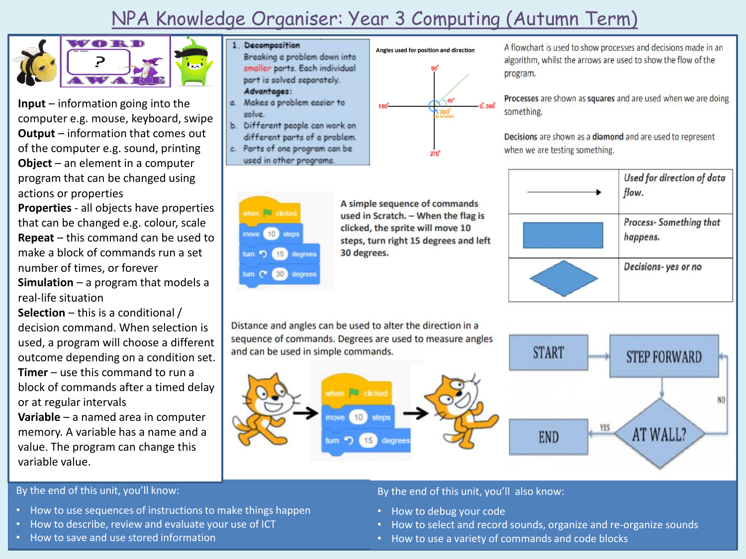# NPA Knowledge Organiser: Year 3 Computing (Autumn Term)

WORD AWARE

**Input** – information going into the computer e.g. mouse, keyboard, swipe
**Output** – information that comes out of the computer e.g. sound, printing
**Object** – an element in a computer program that can be changed using actions or properties
**Properties** - all objects have properties that can be changed e.g. colour, scale
**Repeat** – this command can be used to make a block of commands run a set number of times, or forever
**Simulation** – a program that models a real-life situation
**Selection** – this is a conditional / decision command. When selection is used, a program will choose a different outcome depending on a condition set.
**Timer** – use this command to run a block of commands after a timed delay or at regular intervals
**Variable** – a named area in computer memory. A variable has a name and a value. The program can change this variable value.

1. **Decomposition**
Breaking a problem down into smaller parts. Each individual part is solved separately.
**Advantages:**
a. Makes a problem easier to solve.
b. Different people can work on different parts of a problem.
c. Parts of one program can be used in other programs.

Angles used for position and direction

90°
45°
180°
0°, 360°
360° (all around)
270°

A flowchart is used to show processes and decisions made in an algorithm, whilst the arrows are used to show the flow of the program.

**Processes** are shown as **squares** and are used when we are doing something.

**Decisions** are shown as a **diamond** and are used to represent when we are testing something.

| | |
|---|---|
| Arrow | *Used for direction of data flow.* |
| Rectangle | *Process- Something that happens.* |
| Diamond | *Decisions- yes or no* |

```
when [flag] clicked
move 10 steps
turn ↺ 15 degrees
turn ↻ 30 degrees
```

**A simple sequence of commands used in Scratch. – When the flag is clicked, the sprite will move 10 steps, turn right 15 degrees and left 30 degrees.**

Distance and angles can be used to alter the direction in a sequence of commands. Degrees are used to measure angles and can be used in simple commands.

```
when [flag] clicked
move 10 steps
turn ↺ 15 degrees
```

START
STEP FORWARD
AT WALL?
NO
YES
END

By the end of this unit, you'll know:

- How to use sequences of instructions to make things happen
- How to describe, review and evaluate your use of ICT
- How to save and use stored information

By the end of this unit, you'll also know:

- How to debug your code
- How to select and record sounds, organize and re-organize sounds
- How to use a variety of commands and code blocks